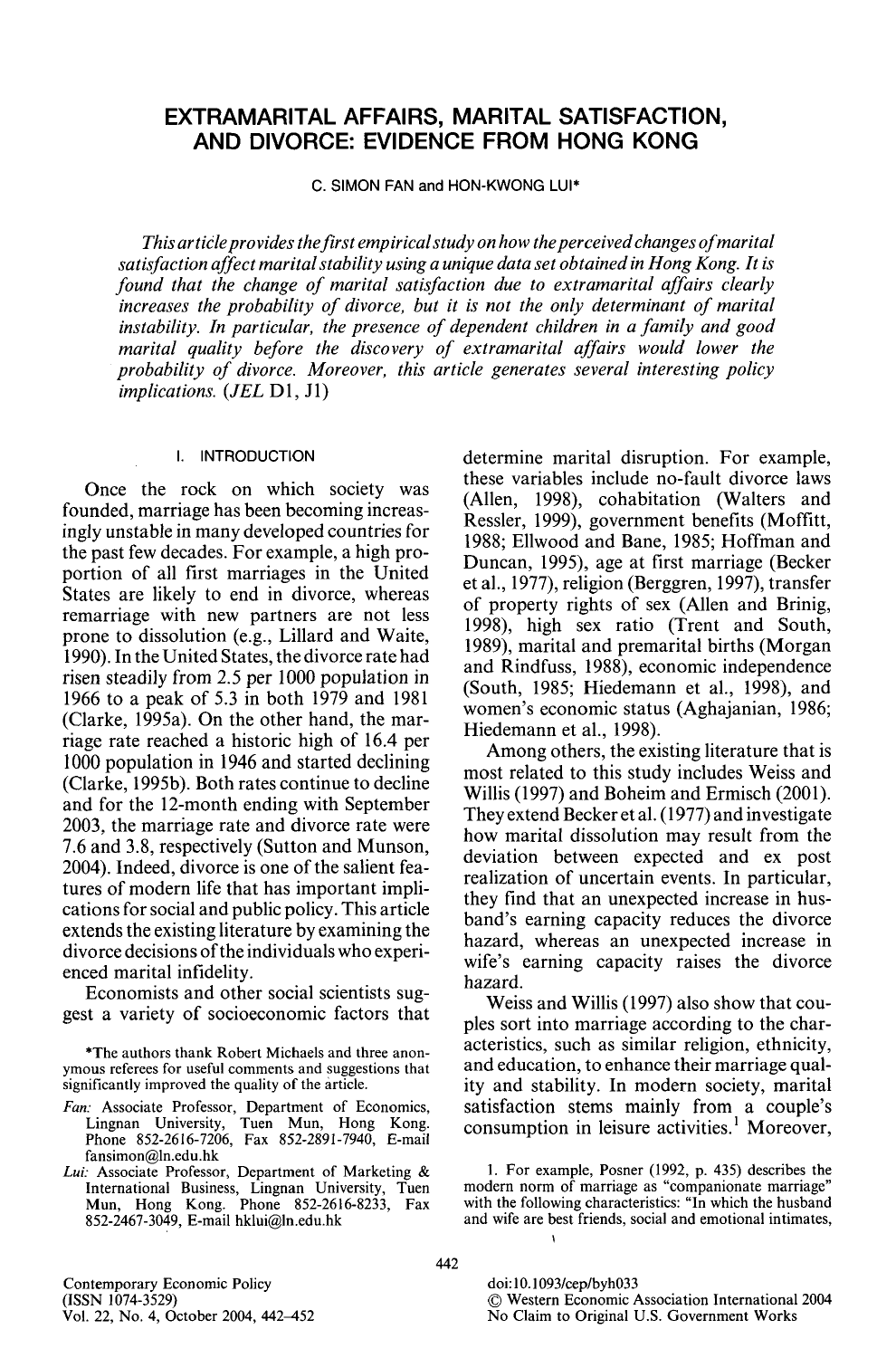# EXTRAMARITAL AFFAIRS, MARITAL SATISFACTION, AND DIVORCE: EVIDENCE FROM HONG KONG

C. SIMON FAN and HON-KWONG LUI*

*This article provides the first empirical study on how the perceived changes of marital satisfaction affect marital stability using a unique data set obtained in Hong Kong. It is found that the change of marital satisfaction due to extramarital affairs clearly increases the probability of divorce, but it is not the only determinant of marital instability. In particular, the presence of dependent children in a family and good marital quality before the discovery of extramarital affairs would lower the probability of divorce. Moreover, this article generates several interesting policy implications.* (*JEL* D1, J1)

## I. INTRODUCTION

Once the rock on which society was founded, marriage has been becoming increasingly unstable in many developed countries for the past few decades. For example, a high proportion of all first marriages in the United States are likely to end in divorce, whereas remarriage with new partners are not less prone to dissolution (e.g., Lillard and Waite, 1990). In the United States, the divorce rate had risen steadily from 2.5 per 1000 population in 1966 to a peak of 5.3 in both 1979 and 1981 (Clarke, 1995a). On the other hand, the marriage rate reached a historic high of 16.4 per 1000 population in 1946 and started declining (Clarke, 1995b). Both rates continue to decline and for the 12-month ending with September 2003, the marriage rate and divorce rate were 7.6 and 3.8, respectively (Sutton and Munson, 2004). Indeed, divorce is one of the salient features of modern life that has important implications for social and public policy. This article extends the existing literature by examining the divorce decisions of the individuals who experienced marital infidelity.

Economists and other social scientists suggest a variety of socioeconomic factors that determine marital disruption. For example, these variables include no-fault divorce laws (Allen, 1998), cohabitation (Walters and Ressler, 1999), government benefits (Moffitt, 1988; Ellwood and Bane, 1985; Hoffman and Duncan, 1995), age at first marriage (Becker et al., 1977), religion (Berggren, 1997), transfer of property rights of sex (Allen and Brinig, 1998), high sex ratio (Trent and South, 1989), marital and premarital births (Morgan and Rindfuss, 1988), economic independence (South, 1985; Hiedemann et al., 1998), and women's economic status (Aghajanian, 1986; Hiedemann et al., 1998).

Among others, the existing literature that is most related to this study includes Weiss and Willis (1997) and Boheim and Ermisch (2001). They extend Becker et al. (1977) and investigate how marital dissolution may result from the deviation between expected and ex post realization of uncertain events. In particular, they find that an unexpected increase in husband's earning capacity reduces the divorce hazard, whereas an unexpected increase in wife's earning capacity raises the divorce hazard.

Weiss and Willis (1997) also show that couples sort into marriage according to the characteristics, such as similar religion, ethnicity, and education, to enhance their marriage quality and stability. In modern society, marital satisfaction stems mainly from a couple's consumption in leisure activities.[1] Moreover,

*The authors thank Robert Michaels and three anonymous referees for useful comments and suggestions that significantly improved the quality of the article.

*Fan:* Associate Professor, Department of Economics, Lingnan University, Tuen Mun, Hong Kong. Phone 852-2616-7206, Fax 852-2891-7940, E-mail fansimon@ln.edu.hk

*Lui:* Associate Professor, Department of Marketing & International Business, Lingnan University, Tuen Mun, Hong Kong. Phone 852-2616-8233, Fax 852-2467-3049, E-mail hklui@ln.edu.hk

1. For example, Posner (1992, p. 435) describes the modern norm of marriage as "companionate marriage" with the following characteristics: "In which the husband and wife are best friends, social and emotional intimates,

doi:10.1093/cep/byh033
© Western Economic Association International 2004
No Claim to Original U.S. Government Works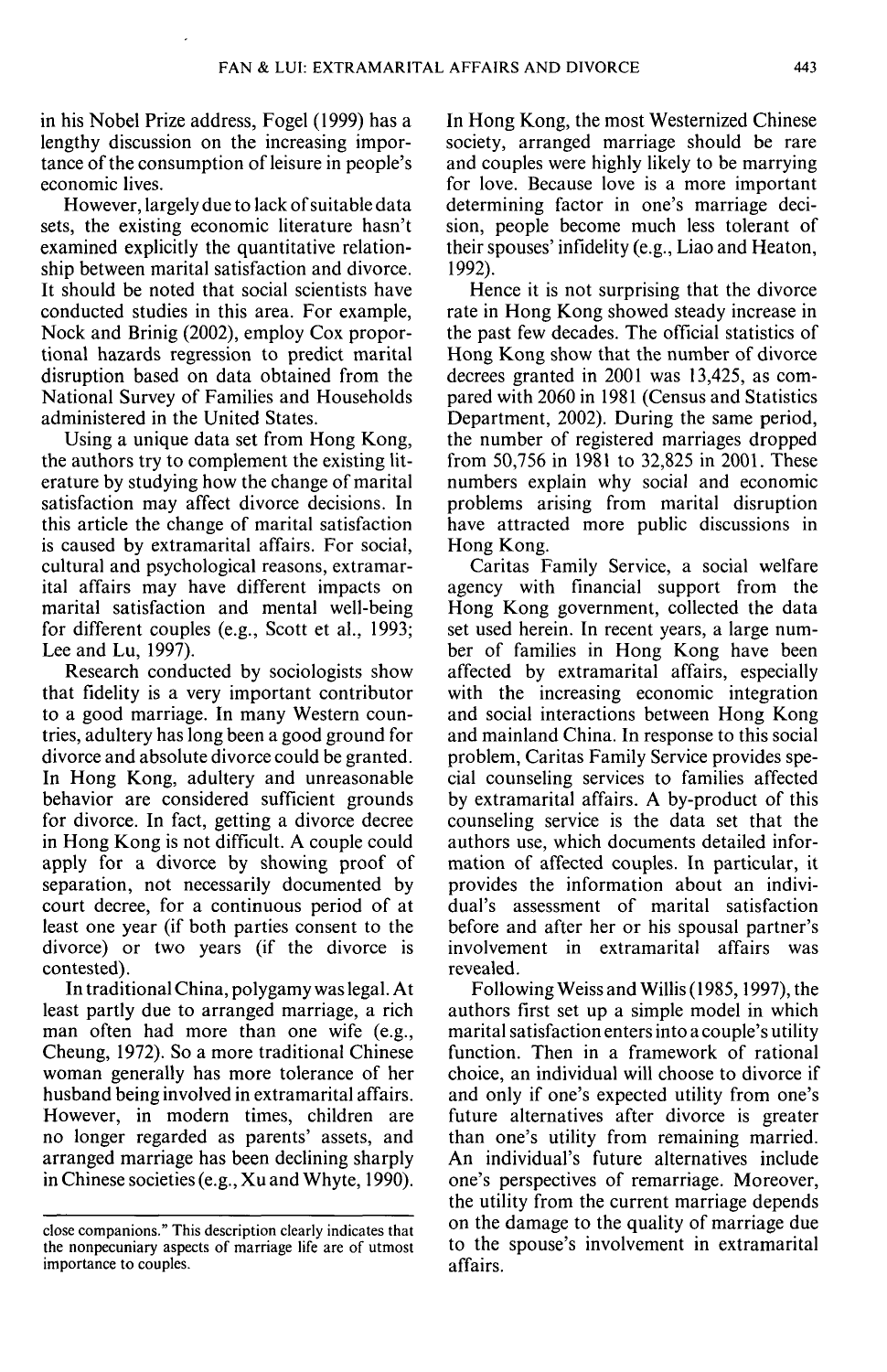in his Nobel Prize address, Fogel (1999) has a lengthy discussion on the increasing importance of the consumption of leisure in people's economic lives.

However, largely due to lack of suitable data sets, the existing economic literature hasn't examined explicitly the quantitative relationship between marital satisfaction and divorce. It should be noted that social scientists have conducted studies in this area. For example, Nock and Brinig (2002), employ Cox proportional hazards regression to predict marital disruption based on data obtained from the National Survey of Families and Households administered in the United States.

Using a unique data set from Hong Kong, the authors try to complement the existing literature by studying how the change of marital satisfaction may affect divorce decisions. In this article the change of marital satisfaction is caused by extramarital affairs. For social, cultural and psychological reasons, extramarital affairs may have different impacts on marital satisfaction and mental well-being for different couples (e.g., Scott et al., 1993; Lee and Lu, 1997).

Research conducted by sociologists show that fidelity is a very important contributor to a good marriage. In many Western countries, adultery has long been a good ground for divorce and absolute divorce could be granted. In Hong Kong, adultery and unreasonable behavior are considered sufficient grounds for divorce. In fact, getting a divorce decree in Hong Kong is not difficult. A couple could apply for a divorce by showing proof of separation, not necessarily documented by court decree, for a continuous period of at least one year (if both parties consent to the divorce) or two years (if the divorce is contested).

In traditional China, polygamy was legal. At least partly due to arranged marriage, a rich man often had more than one wife (e.g., Cheung, 1972). So a more traditional Chinese woman generally has more tolerance of her husband being involved in extramarital affairs. However, in modern times, children are no longer regarded as parents' assets, and arranged marriage has been declining sharply in Chinese societies (e.g., Xu and Whyte, 1990). In Hong Kong, the most Westernized Chinese society, arranged marriage should be rare and couples were highly likely to be marrying for love. Because love is a more important determining factor in one's marriage decision, people become much less tolerant of their spouses' infidelity (e.g., Liao and Heaton, 1992).

Hence it is not surprising that the divorce rate in Hong Kong showed steady increase in the past few decades. The official statistics of Hong Kong show that the number of divorce decrees granted in 2001 was 13,425, as compared with 2060 in 1981 (Census and Statistics Department, 2002). During the same period, the number of registered marriages dropped from 50,756 in 1981 to 32,825 in 2001. These numbers explain why social and economic problems arising from marital disruption have attracted more public discussions in Hong Kong.

Caritas Family Service, a social welfare agency with financial support from the Hong Kong government, collected the data set used herein. In recent years, a large number of families in Hong Kong have been affected by extramarital affairs, especially with the increasing economic integration and social interactions between Hong Kong and mainland China. In response to this social problem, Caritas Family Service provides special counseling services to families affected by extramarital affairs. A by-product of this counseling service is the data set that the authors use, which documents detailed information of affected couples. In particular, it provides the information about an individual's assessment of marital satisfaction before and after her or his spousal partner's involvement in extramarital affairs was revealed.

Following Weiss and Willis (1985, 1997), the authors first set up a simple model in which marital satisfaction enters into a couple's utility function. Then in a framework of rational choice, an individual will choose to divorce if and only if one's expected utility from one's future alternatives after divorce is greater than one's utility from remaining married. An individual's future alternatives include one's perspectives of remarriage. Moreover, the utility from the current marriage depends on the damage to the quality of marriage due to the spouse's involvement in extramarital affairs.

close companions." This description clearly indicates that the nonpecuniary aspects of marriage life are of utmost importance to couples.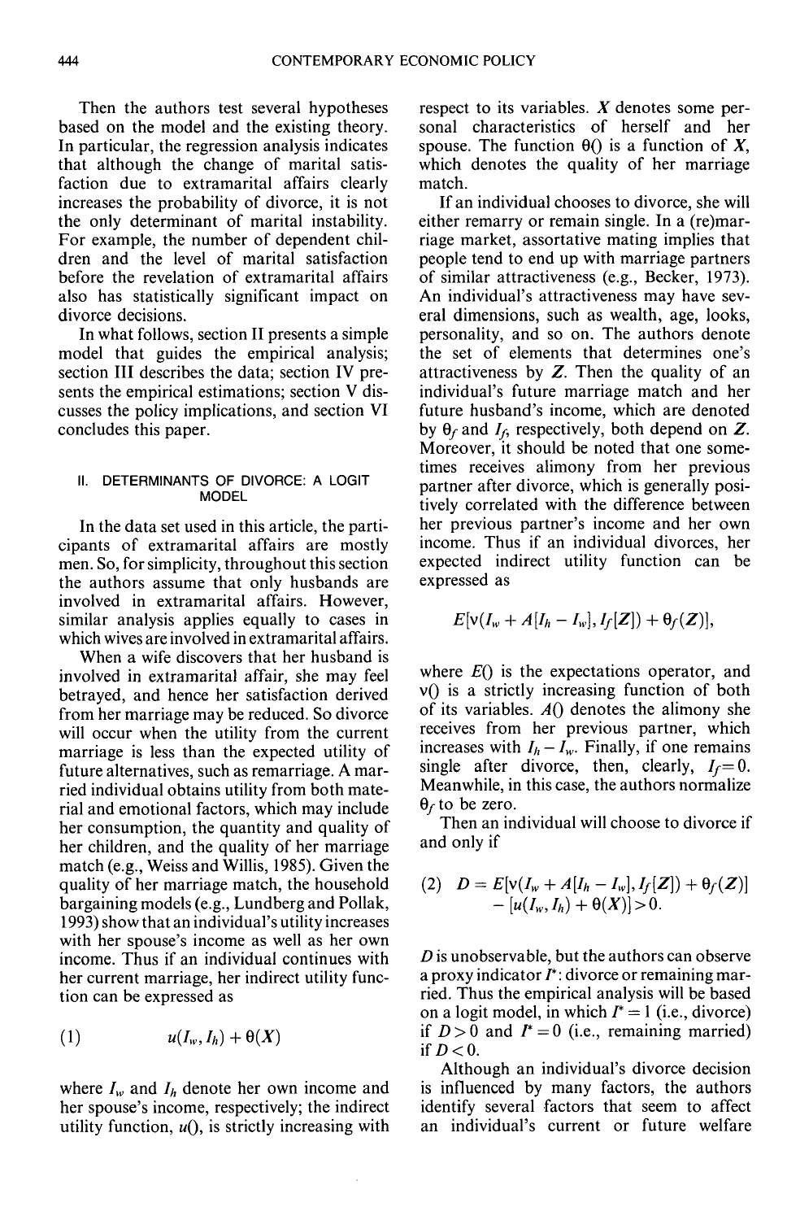Then the authors test several hypotheses based on the model and the existing theory. In particular, the regression analysis indicates that although the change of marital satisfaction due to extramarital affairs clearly increases the probability of divorce, it is not the only determinant of marital instability. For example, the number of dependent children and the level of marital satisfaction before the revelation of extramarital affairs also has statistically significant impact on divorce decisions.

In what follows, section II presents a simple model that guides the empirical analysis; section III describes the data; section IV presents the empirical estimations; section V discusses the policy implications, and section VI concludes this paper.

## II. DETERMINANTS OF DIVORCE: A LOGIT MODEL

In the data set used in this article, the participants of extramarital affairs are mostly men. So, for simplicity, throughout this section the authors assume that only husbands are involved in extramarital affairs. However, similar analysis applies equally to cases in which wives are involved in extramarital affairs.

When a wife discovers that her husband is involved in extramarital affair, she may feel betrayed, and hence her satisfaction derived from her marriage may be reduced. So divorce will occur when the utility from the current marriage is less than the expected utility of future alternatives, such as remarriage. A married individual obtains utility from both material and emotional factors, which may include her consumption, the quantity and quality of her children, and the quality of her marriage match (e.g., Weiss and Willis, 1985). Given the quality of her marriage match, the household bargaining models (e.g., Lundberg and Pollak, 1993) show that an individual's utility increases with her spouse's income as well as her own income. Thus if an individual continues with her current marriage, her indirect utility function can be expressed as

$$(1) \qquad u(I_w, I_h) + \theta(\boldsymbol{X})$$

where $I_w$ and $I_h$ denote her own income and her spouse's income, respectively; the indirect utility function, $u()$, is strictly increasing with respect to its variables. $\boldsymbol{X}$ denotes some personal characteristics of herself and her spouse. The function $\theta()$ is a function of $\boldsymbol{X}$, which denotes the quality of her marriage match.

If an individual chooses to divorce, she will either remarry or remain single. In a (re)marriage market, assortative mating implies that people tend to end up with marriage partners of similar attractiveness (e.g., Becker, 1973). An individual's attractiveness may have several dimensions, such as wealth, age, looks, personality, and so on. The authors denote the set of elements that determines one's attractiveness by $\boldsymbol{Z}$. Then the quality of an individual's future marriage match and her future husband's income, which are denoted by $\theta_f$ and $I_f$, respectively, both depend on $\boldsymbol{Z}$. Moreover, it should be noted that one sometimes receives alimony from her previous partner after divorce, which is generally positively correlated with the difference between her previous partner's income and her own income. Thus if an individual divorces, her expected indirect utility function can be expressed as

$$E[\mathrm{v}(I_w + A[I_h - I_w], I_f[\boldsymbol{Z}]) + \theta_f(\boldsymbol{Z})],$$

where $E()$ is the expectations operator, and $\mathrm{v}()$ is a strictly increasing function of both of its variables. $A()$ denotes the alimony she receives from her previous partner, which increases with $I_h - I_w$. Finally, if one remains single after divorce, then, clearly, $I_f = 0$. Meanwhile, in this case, the authors normalize $\theta_f$ to be zero.

Then an individual will choose to divorce if and only if

$$(2) \quad D = E[\mathrm{v}(I_w + A[I_h - I_w], I_f[\boldsymbol{Z}]) + \theta_f(\boldsymbol{Z})] - [u(I_w, I_h) + \theta(\boldsymbol{X})] > 0.$$

$D$ is unobservable, but the authors can observe a proxy indicator $I^*$: divorce or remaining married. Thus the empirical analysis will be based on a logit model, in which $I^* = 1$ (i.e., divorce) if $D > 0$ and $I^* = 0$ (i.e., remaining married) if $D < 0$.

Although an individual's divorce decision is influenced by many factors, the authors identify several factors that seem to affect an individual's current or future welfare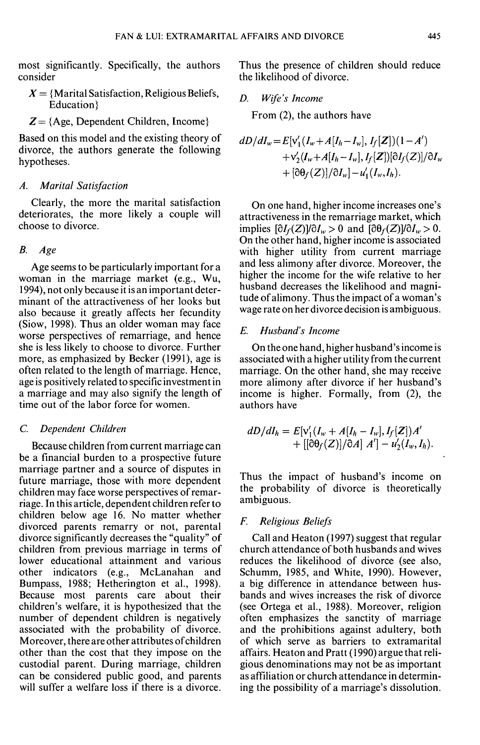most significantly. Specifically, the authors consider

$X = \{$Marital Satisfaction, Religious Beliefs, Education$\}$

$Z = \{$Age, Dependent Children, Income$\}$

Based on this model and the existing theory of divorce, the authors generate the following hypotheses.

### A. Marital Satisfaction

Clearly, the more the marital satisfaction deteriorates, the more likely a couple will choose to divorce.

### B. Age

Age seems to be particularly important for a woman in the marriage market (e.g., Wu, 1994), not only because it is an important determinant of the attractiveness of her looks but also because it greatly affects her fecundity (Siow, 1998). Thus an older woman may face worse perspectives of remarriage, and hence she is less likely to choose to divorce. Further more, as emphasized by Becker (1991), age is often related to the length of marriage. Hence, age is positively related to specific investment in a marriage and may also signify the length of time out of the labor force for women.

### C. Dependent Children

Because children from current marriage can be a financial burden to a prospective future marriage partner and a source of disputes in future marriage, those with more dependent children may face worse perspectives of remarriage. In this article, dependent children refer to children below age 16. No matter whether divorced parents remarry or not, parental divorce significantly decreases the "quality" of children from previous marriage in terms of lower educational attainment and various other indicators (e.g., McLanahan and Bumpass, 1988; Hetherington et al., 1998). Because most parents care about their children's welfare, it is hypothesized that the number of dependent children is negatively associated with the probability of divorce. Moreover, there are other attributes of children other than the cost that they impose on the custodial parent. During marriage, children can be considered public good, and parents will suffer a welfare loss if there is a divorce. Thus the presence of children should reduce the likelihood of divorce.

### D. Wife's Income

From (2), the authors have

$$dD/dI_w = E[v_1'(I_w + A[I_h - I_w], I_f[Z])(1 - A') + v_2'(I_w + A[I_h - I_w], I_f[Z])[\partial I_f(Z)]/\partial I_w + [\partial\theta_f(Z)]/\partial I_w] - u_1'(I_w, I_h).$$

On one hand, higher income increases one's attractiveness in the remarriage market, which implies $[\partial I_f(Z)]/\partial I_w > 0$ and $[\partial\theta_f(Z)]/\partial I_w > 0$. On the other hand, higher income is associated with higher utility from current marriage and less alimony after divorce. Moreover, the higher the income for the wife relative to her husband decreases the likelihood and magnitude of alimony. Thus the impact of a woman's wage rate on her divorce decision is ambiguous.

### E. Husband's Income

On the one hand, higher husband's income is associated with a higher utility from the current marriage. On the other hand, she may receive more alimony after divorce if her husband's income is higher. Formally, from (2), the authors have

$$dD/dI_h = E[v_1'(I_w + A[I_h - I_w], I_f[Z])A' + [[\partial\theta_f(Z)]/\partial A] A'] - u_2'(I_w, I_h).$$

Thus the impact of husband's income on the probability of divorce is theoretically ambiguous.

### F. Religious Beliefs

Call and Heaton (1997) suggest that regular church attendance of both husbands and wives reduces the likelihood of divorce (see also, Schumm, 1985, and White, 1990). However, a big difference in attendance between husbands and wives increases the risk of divorce (see Ortega et al., 1988). Moreover, religion often emphasizes the sanctity of marriage and the prohibitions against adultery, both of which serve as barriers to extramarital affairs. Heaton and Pratt (1990) argue that religious denominations may not be as important as affiliation or church attendance in determining the possibility of a marriage's dissolution.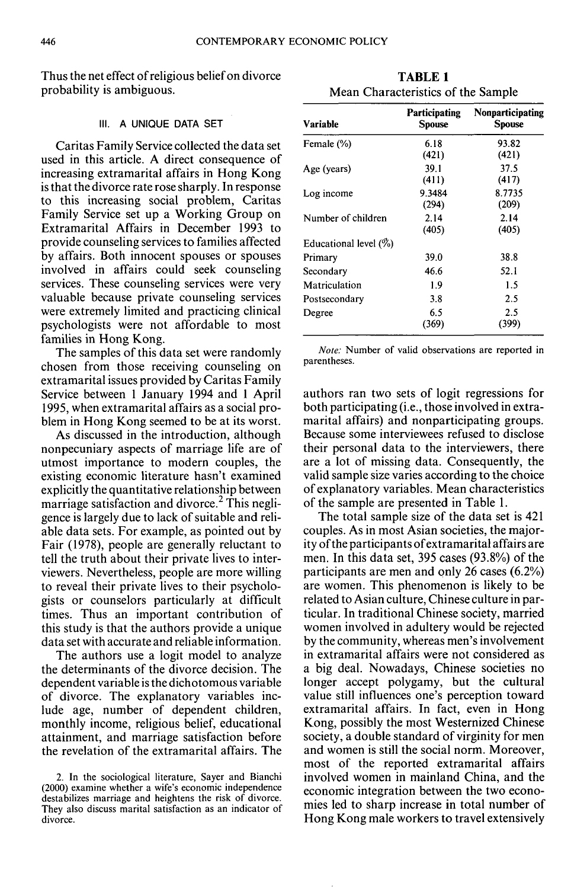Thus the net effect of religious belief on divorce probability is ambiguous.

## III. A UNIQUE DATA SET

Caritas Family Service collected the data set used in this article. A direct consequence of increasing extramarital affairs in Hong Kong is that the divorce rate rose sharply. In response to this increasing social problem, Caritas Family Service set up a Working Group on Extramarital Affairs in December 1993 to provide counseling services to families affected by affairs. Both innocent spouses or spouses involved in affairs could seek counseling services. These counseling services were very valuable because private counseling services were extremely limited and practicing clinical psychologists were not affordable to most families in Hong Kong.

The samples of this data set were randomly chosen from those receiving counseling on extramarital issues provided by Caritas Family Service between 1 January 1994 and 1 April 1995, when extramarital affairs as a social problem in Hong Kong seemed to be at its worst.

As discussed in the introduction, although nonpecuniary aspects of marriage life are of utmost importance to modern couples, the existing economic literature hasn't examined explicitly the quantitative relationship between marriage satisfaction and divorce.[2] This negligence is largely due to lack of suitable and reliable data sets. For example, as pointed out by Fair (1978), people are generally reluctant to tell the truth about their private lives to interviewers. Nevertheless, people are more willing to reveal their private lives to their psychologists or counselors particularly at difficult times. Thus an important contribution of this study is that the authors provide a unique data set with accurate and reliable information.

The authors use a logit model to analyze the determinants of the divorce decision. The dependent variable is the dichotomous variable of divorce. The explanatory variables include age, number of dependent children, monthly income, religious belief, educational attainment, and marriage satisfaction before the revelation of the extramarital affairs. The authors ran two sets of logit regressions for both participating (i.e., those involved in extramarital affairs) and nonparticipating groups. Because some interviewees refused to disclose their personal data to the interviewers, there are a lot of missing data. Consequently, the valid sample size varies according to the choice of explanatory variables. Mean characteristics of the sample are presented in Table 1.

**TABLE 1**
Mean Characteristics of the Sample

| Variable | Participating Spouse | Nonparticipating Spouse |
|---|---|---|
| Female (%) | 6.18 (421) | 93.82 (421) |
| Age (years) | 39.1 (411) | 37.5 (417) |
| Log income | 9.3484 (294) | 8.7735 (209) |
| Number of children | 2.14 (405) | 2.14 (405) |
| Educational level (%) | | |
| Primary | 39.0 | 38.8 |
| Secondary | 46.6 | 52.1 |
| Matriculation | 1.9 | 1.5 |
| Postsecondary | 3.8 | 2.5 |
| Degree | 6.5 (369) | 2.5 (399) |

*Note:* Number of valid observations are reported in parentheses.

The total sample size of the data set is 421 couples. As in most Asian societies, the majority of the participants of extramarital affairs are men. In this data set, 395 cases (93.8%) of the participants are men and only 26 cases (6.2%) are women. This phenomenon is likely to be related to Asian culture, Chinese culture in particular. In traditional Chinese society, married women involved in adultery would be rejected by the community, whereas men's involvement in extramarital affairs were not considered as a big deal. Nowadays, Chinese societies no longer accept polygamy, but the cultural value still influences one's perception toward extramarital affairs. In fact, even in Hong Kong, possibly the most Westernized Chinese society, a double standard of virginity for men and women is still the social norm. Moreover, most of the reported extramarital affairs involved women in mainland China, and the economic integration between the two economies led to sharp increase in total number of Hong Kong male workers to travel extensively

2. In the sociological literature, Sayer and Bianchi (2000) examine whether a wife's economic independence destabilizes marriage and heightens the risk of divorce. They also discuss marital satisfaction as an indicator of divorce.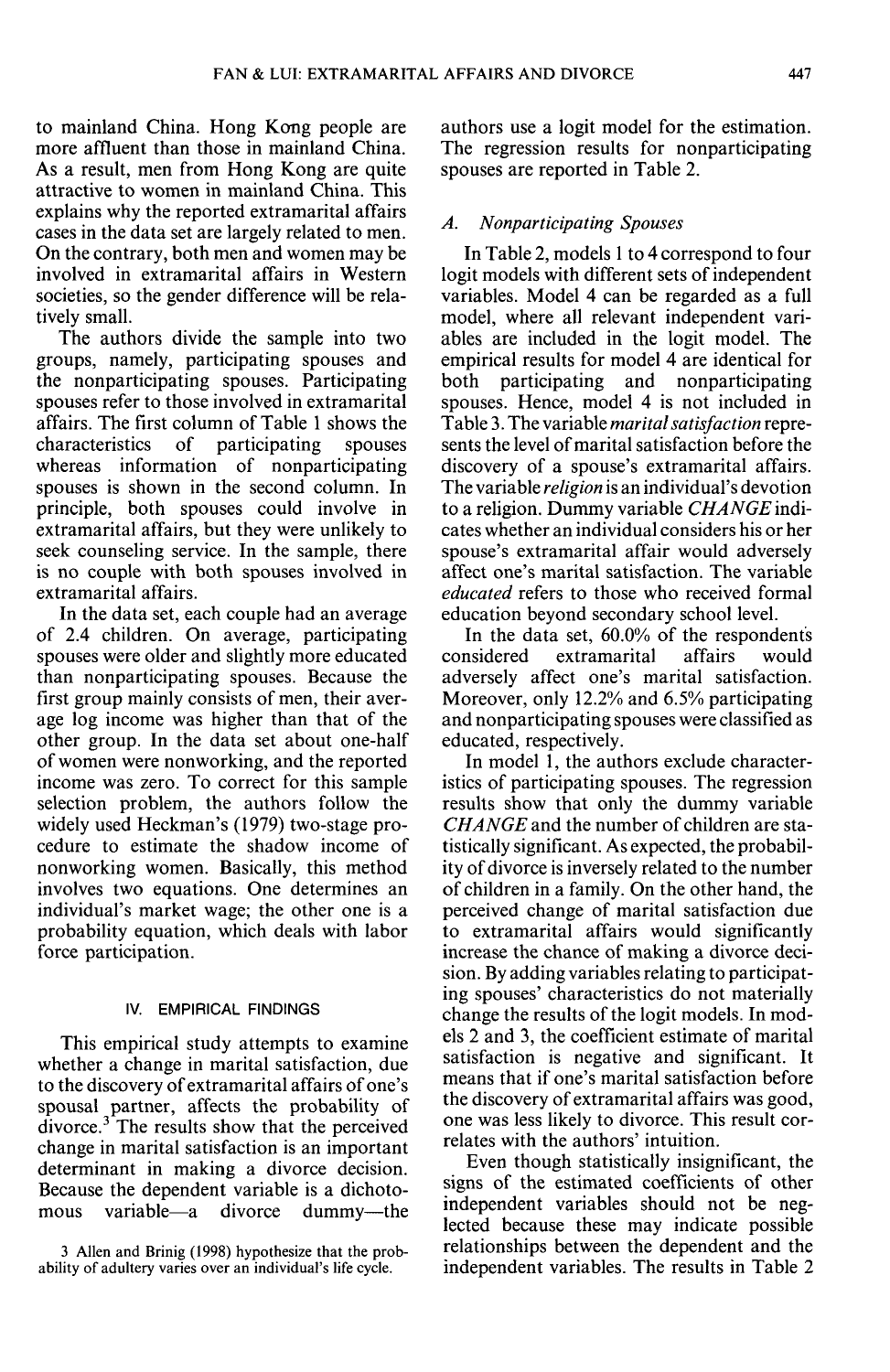to mainland China. Hong Kong people are more affluent than those in mainland China. As a result, men from Hong Kong are quite attractive to women in mainland China. This explains why the reported extramarital affairs cases in the data set are largely related to men. On the contrary, both men and women may be involved in extramarital affairs in Western societies, so the gender difference will be relatively small.

The authors divide the sample into two groups, namely, participating spouses and the nonparticipating spouses. Participating spouses refer to those involved in extramarital affairs. The first column of Table 1 shows the characteristics of participating spouses whereas information of nonparticipating spouses is shown in the second column. In principle, both spouses could involve in extramarital affairs, but they were unlikely to seek counseling service. In the sample, there is no couple with both spouses involved in extramarital affairs.

In the data set, each couple had an average of 2.4 children. On average, participating spouses were older and slightly more educated than nonparticipating spouses. Because the first group mainly consists of men, their average log income was higher than that of the other group. In the data set about one-half of women were nonworking, and the reported income was zero. To correct for this sample selection problem, the authors follow the widely used Heckman's (1979) two-stage procedure to estimate the shadow income of nonworking women. Basically, this method involves two equations. One determines an individual's market wage; the other one is a probability equation, which deals with labor force participation.

## IV. EMPIRICAL FINDINGS

This empirical study attempts to examine whether a change in marital satisfaction, due to the discovery of extramarital affairs of one's spousal partner, affects the probability of divorce.[3] The results show that the perceived change in marital satisfaction is an important determinant in making a divorce decision. Because the dependent variable is a dichotomous variable—a divorce dummy—the authors use a logit model for the estimation. The regression results for nonparticipating spouses are reported in Table 2.

### A. Nonparticipating Spouses

In Table 2, models 1 to 4 correspond to four logit models with different sets of independent variables. Model 4 can be regarded as a full model, where all relevant independent variables are included in the logit model. The empirical results for model 4 are identical for both participating and nonparticipating spouses. Hence, model 4 is not included in Table 3. The variable *marital satisfaction* represents the level of marital satisfaction before the discovery of a spouse's extramarital affairs. The variable *religion* is an individual's devotion to a religion. Dummy variable *CHANGE* indicates whether an individual considers his or her spouse's extramarital affair would adversely affect one's marital satisfaction. The variable *educated* refers to those who received formal education beyond secondary school level.

In the data set, 60.0% of the respondents considered extramarital affairs would adversely affect one's marital satisfaction. Moreover, only 12.2% and 6.5% participating and nonparticipating spouses were classified as educated, respectively.

In model 1, the authors exclude characteristics of participating spouses. The regression results show that only the dummy variable *CHANGE* and the number of children are statistically significant. As expected, the probability of divorce is inversely related to the number of children in a family. On the other hand, the perceived change of marital satisfaction due to extramarital affairs would significantly increase the chance of making a divorce decision. By adding variables relating to participating spouses' characteristics do not materially change the results of the logit models. In models 2 and 3, the coefficient estimate of marital satisfaction is negative and significant. It means that if one's marital satisfaction before the discovery of extramarital affairs was good, one was less likely to divorce. This result correlates with the authors' intuition.

Even though statistically insignificant, the signs of the estimated coefficients of other independent variables should not be neglected because these may indicate possible relationships between the dependent and the independent variables. The results in Table 2

[3] Allen and Brinig (1998) hypothesize that the probability of adultery varies over an individual's life cycle.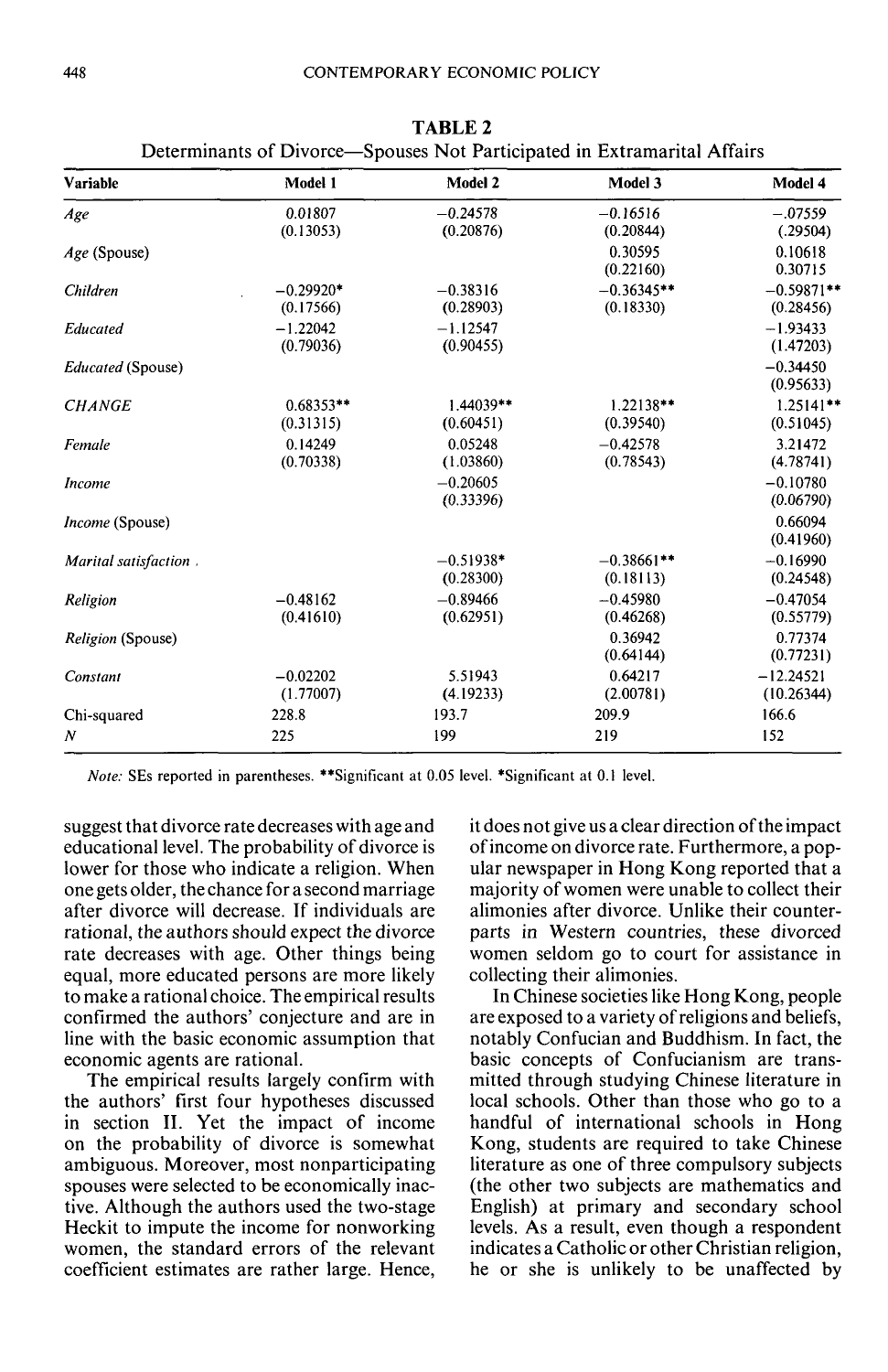**TABLE 2**
Determinants of Divorce—Spouses Not Participated in Extramarital Affairs

| Variable | Model 1 | Model 2 | Model 3 | Model 4 |
|---|---|---|---|---|
| *Age* | 0.01807 | −0.24578 | −0.16516 | −.07559 |
| | (0.13053) | (0.20876) | (0.20844) | (.29504) |
| *Age* (Spouse) | | | 0.30595 | 0.10618 |
| | | | (0.22160) | 0.30715 |
| *Children* | −0.29920* | −0.38316 | −0.36345** | −0.59871** |
| | (0.17566) | (0.28903) | (0.18330) | (0.28456) |
| *Educated* | −1.22042 | −1.12547 | | −1.93433 |
| | (0.79036) | (0.90455) | | (1.47203) |
| *Educated* (Spouse) | | | | −0.34450 |
| | | | | (0.95633) |
| *CHANGE* | 0.68353** | 1.44039** | 1.22138** | 1.25141** |
| | (0.31315) | (0.60451) | (0.39540) | (0.51045) |
| *Female* | 0.14249 | 0.05248 | −0.42578 | 3.21472 |
| | (0.70338) | (1.03860) | (0.78543) | (4.78741) |
| *Income* | | −0.20605 | | −0.10780 |
| | | (0.33396) | | (0.06790) |
| *Income* (Spouse) | | | | 0.66094 |
| | | | | (0.41960) |
| *Marital satisfaction* | | −0.51938* | −0.38661** | −0.16990 |
| | | (0.28300) | (0.18113) | (0.24548) |
| *Religion* | −0.48162 | −0.89466 | −0.45980 | −0.47054 |
| | (0.41610) | (0.62951) | (0.46268) | (0.55779) |
| *Religion* (Spouse) | | | 0.36942 | 0.77374 |
| | | | (0.64144) | (0.77231) |
| *Constant* | −0.02202 | 5.51943 | 0.64217 | −12.24521 |
| | (1.77007) | (4.19233) | (2.00781) | (10.26344) |
| Chi-squared | 228.8 | 193.7 | 209.9 | 166.6 |
| *N* | 225 | 199 | 219 | 152 |

*Note:* SEs reported in parentheses. **Significant at 0.05 level. *Significant at 0.1 level.

suggest that divorce rate decreases with age and educational level. The probability of divorce is lower for those who indicate a religion. When one gets older, the chance for a second marriage after divorce will decrease. If individuals are rational, the authors should expect the divorce rate decreases with age. Other things being equal, more educated persons are more likely to make a rational choice. The empirical results confirmed the authors' conjecture and are in line with the basic economic assumption that economic agents are rational.

The empirical results largely confirm with the authors' first four hypotheses discussed in section II. Yet the impact of income on the probability of divorce is somewhat ambiguous. Moreover, most nonparticipating spouses were selected to be economically inactive. Although the authors used the two-stage Heckit to impute the income for nonworking women, the standard errors of the relevant coefficient estimates are rather large. Hence, it does not give us a clear direction of the impact of income on divorce rate. Furthermore, a popular newspaper in Hong Kong reported that a majority of women were unable to collect their alimonies after divorce. Unlike their counterparts in Western countries, these divorced women seldom go to court for assistance in collecting their alimonies.

In Chinese societies like Hong Kong, people are exposed to a variety of religions and beliefs, notably Confucian and Buddhism. In fact, the basic concepts of Confucianism are transmitted through studying Chinese literature in local schools. Other than those who go to a handful of international schools in Hong Kong, students are required to take Chinese literature as one of three compulsory subjects (the other two subjects are mathematics and English) at primary and secondary school levels. As a result, even though a respondent indicates a Catholic or other Christian religion, he or she is unlikely to be unaffected by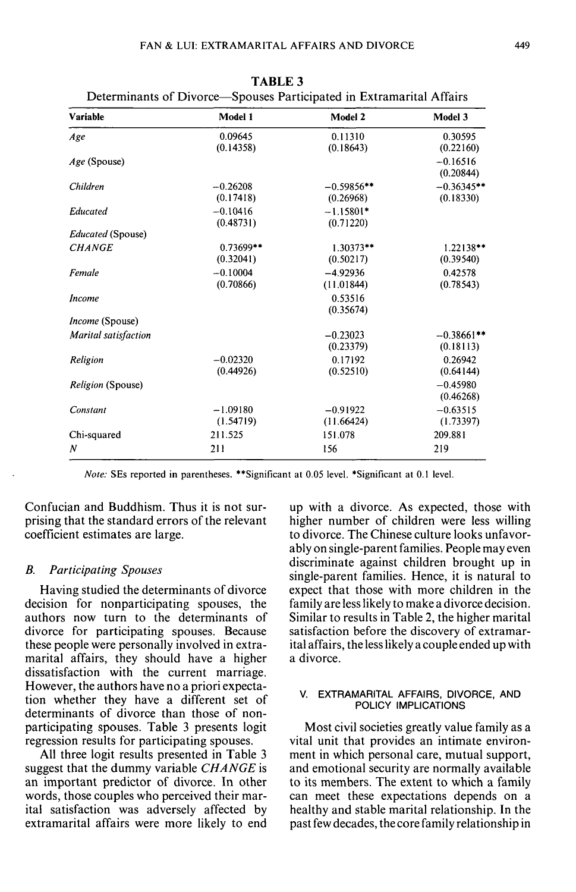**TABLE 3**
Determinants of Divorce—Spouses Participated in Extramarital Affairs

| Variable | Model 1 | Model 2 | Model 3 |
|---|---|---|---|
| *Age* | 0.09645 | 0.11310 | 0.30595 |
| | (0.14358) | (0.18643) | (0.22160) |
| *Age* (Spouse) | | | −0.16516 |
| | | | (0.20844) |
| *Children* | −0.26208 | −0.59856** | −0.36345** |
| | (0.17418) | (0.26968) | (0.18330) |
| *Educated* | −0.10416 | −1.15801* | |
| | (0.48731) | (0.71220) | |
| *Educated* (Spouse) | | | |
| *CHANGE* | 0.73699** | 1.30373** | 1.22138** |
| | (0.32041) | (0.50217) | (0.39540) |
| *Female* | −0.10004 | −4.92936 | 0.42578 |
| | (0.70866) | (11.01844) | (0.78543) |
| *Income* | | 0.53516 | |
| | | (0.35674) | |
| *Income* (Spouse) | | | |
| *Marital satisfaction* | | −0.23023 | −0.38661** |
| | | (0.23379) | (0.18113) |
| *Religion* | −0.02320 | 0.17192 | 0.26942 |
| | (0.44926) | (0.52510) | (0.64144) |
| *Religion* (Spouse) | | | −0.45980 |
| | | | (0.46268) |
| *Constant* | −1.09180 | −0.91922 | −0.63515 |
| | (1.54719) | (11.66424) | (1.73397) |
| Chi-squared | 211.525 | 151.078 | 209.881 |
| *N* | 211 | 156 | 219 |

*Note:* SEs reported in parentheses. **Significant at 0.05 level. *Significant at 0.1 level.

Confucian and Buddhism. Thus it is not surprising that the standard errors of the relevant coefficient estimates are large.

### B. Participating Spouses

Having studied the determinants of divorce decision for nonparticipating spouses, the authors now turn to the determinants of divorce for participating spouses. Because these people were personally involved in extramarital affairs, they should have a higher dissatisfaction with the current marriage. However, the authors have no a priori expectation whether they have a different set of determinants of divorce than those of nonparticipating spouses. Table 3 presents logit regression results for participating spouses.

All three logit results presented in Table 3 suggest that the dummy variable *CHANGE* is an important predictor of divorce. In other words, those couples who perceived their marital satisfaction was adversely affected by extramarital affairs were more likely to end up with a divorce. As expected, those with higher number of children were less willing to divorce. The Chinese culture looks unfavorably on single-parent families. People may even discriminate against children brought up in single-parent families. Hence, it is natural to expect that those with more children in the family are less likely to make a divorce decision. Similar to results in Table 2, the higher marital satisfaction before the discovery of extramarital affairs, the less likely a couple ended up with a divorce.

## V. EXTRAMARITAL AFFAIRS, DIVORCE, AND POLICY IMPLICATIONS

Most civil societies greatly value family as a vital unit that provides an intimate environment in which personal care, mutual support, and emotional security are normally available to its members. The extent to which a family can meet these expectations depends on a healthy and stable marital relationship. In the past few decades, the core family relationship in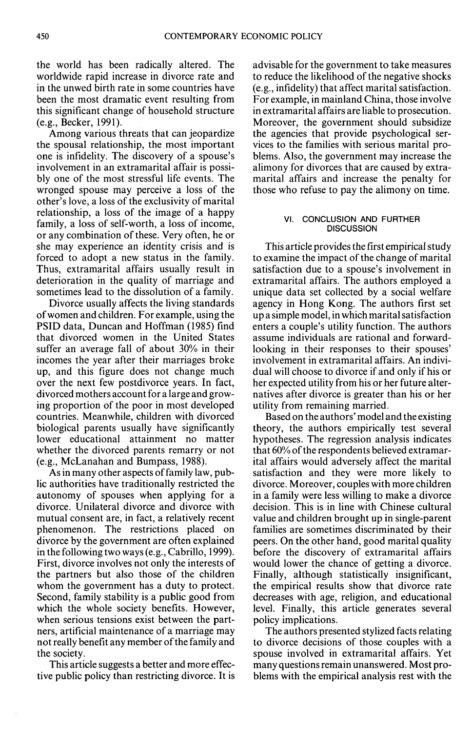the world has been radically altered. The worldwide rapid increase in divorce rate and in the unwed birth rate in some countries have been the most dramatic event resulting from this significant change of household structure (e.g., Becker, 1991).

Among various threats that can jeopardize the spousal relationship, the most important one is infidelity. The discovery of a spouse's involvement in an extramarital affair is possibly one of the most stressful life events. The wronged spouse may perceive a loss of the other's love, a loss of the exclusivity of marital relationship, a loss of the image of a happy family, a loss of self-worth, a loss of income, or any combination of these. Very often, he or she may experience an identity crisis and is forced to adopt a new status in the family. Thus, extramarital affairs usually result in deterioration in the quality of marriage and sometimes lead to the dissolution of a family.

Divorce usually affects the living standards of women and children. For example, using the PSID data, Duncan and Hoffman (1985) find that divorced women in the United States suffer an average fall of about 30% in their incomes the year after their marriages broke up, and this figure does not change much over the next few postdivorce years. In fact, divorced mothers account for a large and growing proportion of the poor in most developed countries. Meanwhile, children with divorced biological parents usually have significantly lower educational attainment no matter whether the divorced parents remarry or not (e.g., McLanahan and Bumpass, 1988).

As in many other aspects of family law, public authorities have traditionally restricted the autonomy of spouses when applying for a divorce. Unilateral divorce and divorce with mutual consent are, in fact, a relatively recent phenomenon. The restrictions placed on divorce by the government are often explained in the following two ways (e.g., Cabrillo, 1999). First, divorce involves not only the interests of the partners but also those of the children whom the government has a duty to protect. Second, family stability is a public good from which the whole society benefits. However, when serious tensions exist between the partners, artificial maintenance of a marriage may not really benefit any member of the family and the society.

This article suggests a better and more effective public policy than restricting divorce. It is advisable for the government to take measures to reduce the likelihood of the negative shocks (e.g., infidelity) that affect marital satisfaction. For example, in mainland China, those involve in extramarital affairs are liable to prosecution. Moreover, the government should subsidize the agencies that provide psychological services to the families with serious marital problems. Also, the government may increase the alimony for divorces that are caused by extramarital affairs and increase the penalty for those who refuse to pay the alimony on time.

## VI. CONCLUSION AND FURTHER DISCUSSION

This article provides the first empirical study to examine the impact of the change of marital satisfaction due to a spouse's involvement in extramarital affairs. The authors employed a unique data set collected by a social welfare agency in Hong Kong. The authors first set up a simple model, in which marital satisfaction enters a couple's utility function. The authors assume individuals are rational and forward-looking in their responses to their spouses' involvement in extramarital affairs. An individual will choose to divorce if and only if his or her expected utility from his or her future alternatives after divorce is greater than his or her utility from remaining married.

Based on the authors' model and the existing theory, the authors empirically test several hypotheses. The regression analysis indicates that 60% of the respondents believed extramarital affairs would adversely affect the marital satisfaction and they were more likely to divorce. Moreover, couples with more children in a family were less willing to make a divorce decision. This is in line with Chinese cultural value and children brought up in single-parent families are sometimes discriminated by their peers. On the other hand, good marital quality before the discovery of extramarital affairs would lower the chance of getting a divorce. Finally, although statistically insignificant, the empirical results show that divorce rate decreases with age, religion, and educational level. Finally, this article generates several policy implications.

The authors presented stylized facts relating to divorce decisions of those couples with a spouse involved in extramarital affairs. Yet many questions remain unanswered. Most problems with the empirical analysis rest with the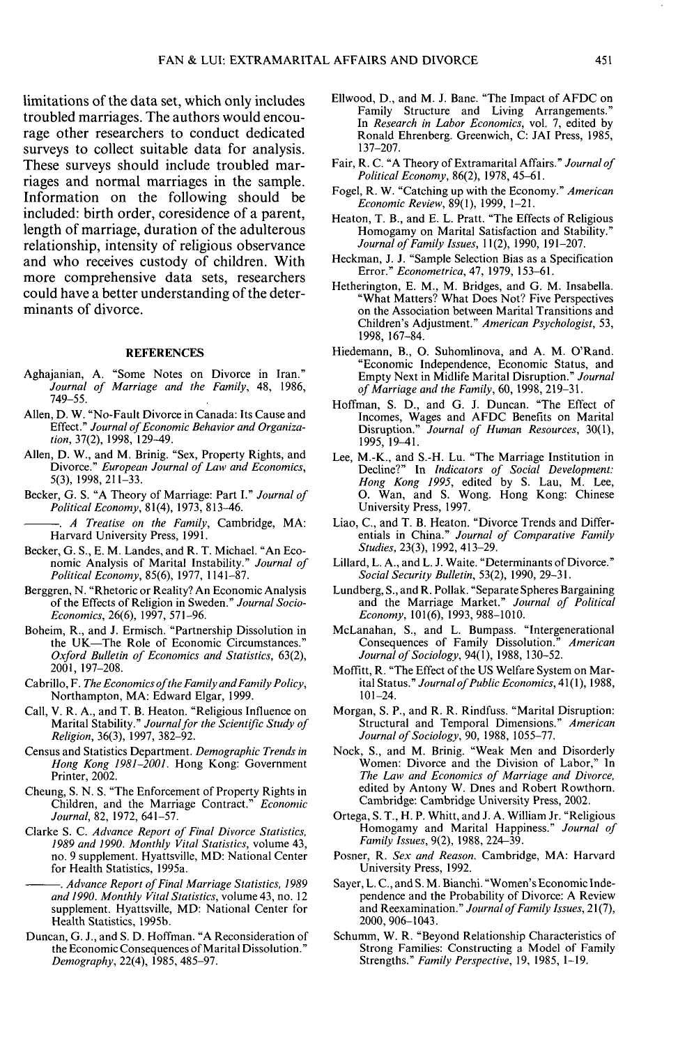limitations of the data set, which only includes troubled marriages. The authors would encourage other researchers to conduct dedicated surveys to collect suitable data for analysis. These surveys should include troubled marriages and normal marriages in the sample. Information on the following should be included: birth order, coresidence of a parent, length of marriage, duration of the adulterous relationship, intensity of religious observance and who receives custody of children. With more comprehensive data sets, researchers could have a better understanding of the determinants of divorce.

## REFERENCES

Aghajanian, A. "Some Notes on Divorce in Iran." *Journal of Marriage and the Family*, 48, 1986, 749–55.

Allen, D. W. "No-Fault Divorce in Canada: Its Cause and Effect." *Journal of Economic Behavior and Organization*, 37(2), 1998, 129–49.

Allen, D. W., and M. Brinig. "Sex, Property Rights, and Divorce." *European Journal of Law and Economics*, 5(3), 1998, 211–33.

Becker, G. S. "A Theory of Marriage: Part I." *Journal of Political Economy*, 81(4), 1973, 813–46.

———. *A Treatise on the Family*, Cambridge, MA: Harvard University Press, 1991.

Becker, G. S., E. M. Landes, and R. T. Michael. "An Economic Analysis of Marital Instability." *Journal of Political Economy*, 85(6), 1977, 1141–87.

Berggren, N. "Rhetoric or Reality? An Economic Analysis of the Effects of Religion in Sweden." *Journal Socio-Economics*, 26(6), 1997, 571–96.

Boheim, R., and J. Ermisch. "Partnership Dissolution in the UK—The Role of Economic Circumstances." *Oxford Bulletin of Economics and Statistics*, 63(2), 2001, 197–208.

Cabrillo, F. *The Economics of the Family and Family Policy*, Northampton, MA: Edward Elgar, 1999.

Call, V. R. A., and T. B. Heaton. "Religious Influence on Marital Stability." *Journal for the Scientific Study of Religion*, 36(3), 1997, 382–92.

Census and Statistics Department. *Demographic Trends in Hong Kong 1981–2001*. Hong Kong: Government Printer, 2002.

Cheung, S. N. S. "The Enforcement of Property Rights in Children, and the Marriage Contract." *Economic Journal*, 82, 1972, 641–57.

Clarke S. C. *Advance Report of Final Divorce Statistics, 1989 and 1990. Monthly Vital Statistics*, volume 43, no. 9 supplement. Hyattsville, MD: National Center for Health Statistics, 1995a.

———. *Advance Report of Final Marriage Statistics, 1989 and 1990. Monthly Vital Statistics*, volume 43, no. 12 supplement. Hyattsville, MD: National Center for Health Statistics, 1995b.

Duncan, G. J., and S. D. Hoffman. "A Reconsideration of the Economic Consequences of Marital Dissolution." *Demography*, 22(4), 1985, 485–97.

Ellwood, D., and M. J. Bane. "The Impact of AFDC on Family Structure and Living Arrangements." In *Research in Labor Economics*, vol. 7, edited by Ronald Ehrenberg. Greenwich, C: JAI Press, 1985, 137–207.

Fair, R. C. "A Theory of Extramarital Affairs." *Journal of Political Economy*, 86(2), 1978, 45–61.

Fogel, R. W. "Catching up with the Economy." *American Economic Review*, 89(1), 1999, 1–21.

Heaton, T. B., and E. L. Pratt. "The Effects of Religious Homogamy on Marital Satisfaction and Stability." *Journal of Family Issues*, 11(2), 1990, 191–207.

Heckman, J. J. "Sample Selection Bias as a Specification Error." *Econometrica*, 47, 1979, 153–61.

Hetherington, E. M., M. Bridges, and G. M. Insabella. "What Matters? What Does Not? Five Perspectives on the Association between Marital Transitions and Children's Adjustment." *American Psychologist*, 53, 1998, 167–84.

Hiedemann, B., O. Suhomlinova, and A. M. O'Rand. "Economic Independence, Economic Status, and Empty Next in Midlife Marital Disruption." *Journal of Marriage and the Family*, 60, 1998, 219–31.

Hoffman, S. D., and G. J. Duncan. "The Effect of Incomes, Wages and AFDC Benefits on Marital Disruption." *Journal of Human Resources*, 30(1), 1995, 19–41.

Lee, M.-K., and S.-H. Lu. "The Marriage Institution in Decline?" In *Indicators of Social Development: Hong Kong 1995*, edited by S. Lau, M. Lee, O. Wan, and S. Wong. Hong Kong: Chinese University Press, 1997.

Liao, C., and T. B. Heaton. "Divorce Trends and Differentials in China." *Journal of Comparative Family Studies*, 23(3), 1992, 413–29.

Lillard, L. A., and L. J. Waite. "Determinants of Divorce." *Social Security Bulletin*, 53(2), 1990, 29–31.

Lundberg, S., and R. Pollak. "Separate Spheres Bargaining and the Marriage Market." *Journal of Political Economy*, 101(6), 1993, 988–1010.

McLanahan, S., and L. Bumpass. "Intergenerational Consequences of Family Dissolution." *American Journal of Sociology*, 94(1), 1988, 130–52.

Moffitt, R. "The Effect of the US Welfare System on Marital Status." *Journal of Public Economics*, 41(1), 1988, 101–24.

Morgan, S. P., and R. R. Rindfuss. "Marital Disruption: Structural and Temporal Dimensions." *American Journal of Sociology*, 90, 1988, 1055–77.

Nock, S., and M. Brinig. "Weak Men and Disorderly Women: Divorce and the Division of Labor," In *The Law and Economics of Marriage and Divorce*, edited by Antony W. Dnes and Robert Rowthorn. Cambridge: Cambridge University Press, 2002.

Ortega, S. T., H. P. Whitt, and J. A. William Jr. "Religious Homogamy and Marital Happiness." *Journal of Family Issues*, 9(2), 1988, 224–39.

Posner, R. *Sex and Reason*. Cambridge, MA: Harvard University Press, 1992.

Sayer, L. C., and S. M. Bianchi. "Women's Economic Independence and the Probability of Divorce: A Review and Reexamination." *Journal of Family Issues*, 21(7), 2000, 906–1043.

Schumm, W. R. "Beyond Relationship Characteristics of Strong Families: Constructing a Model of Family Strengths." *Family Perspective*, 19, 1985, 1–19.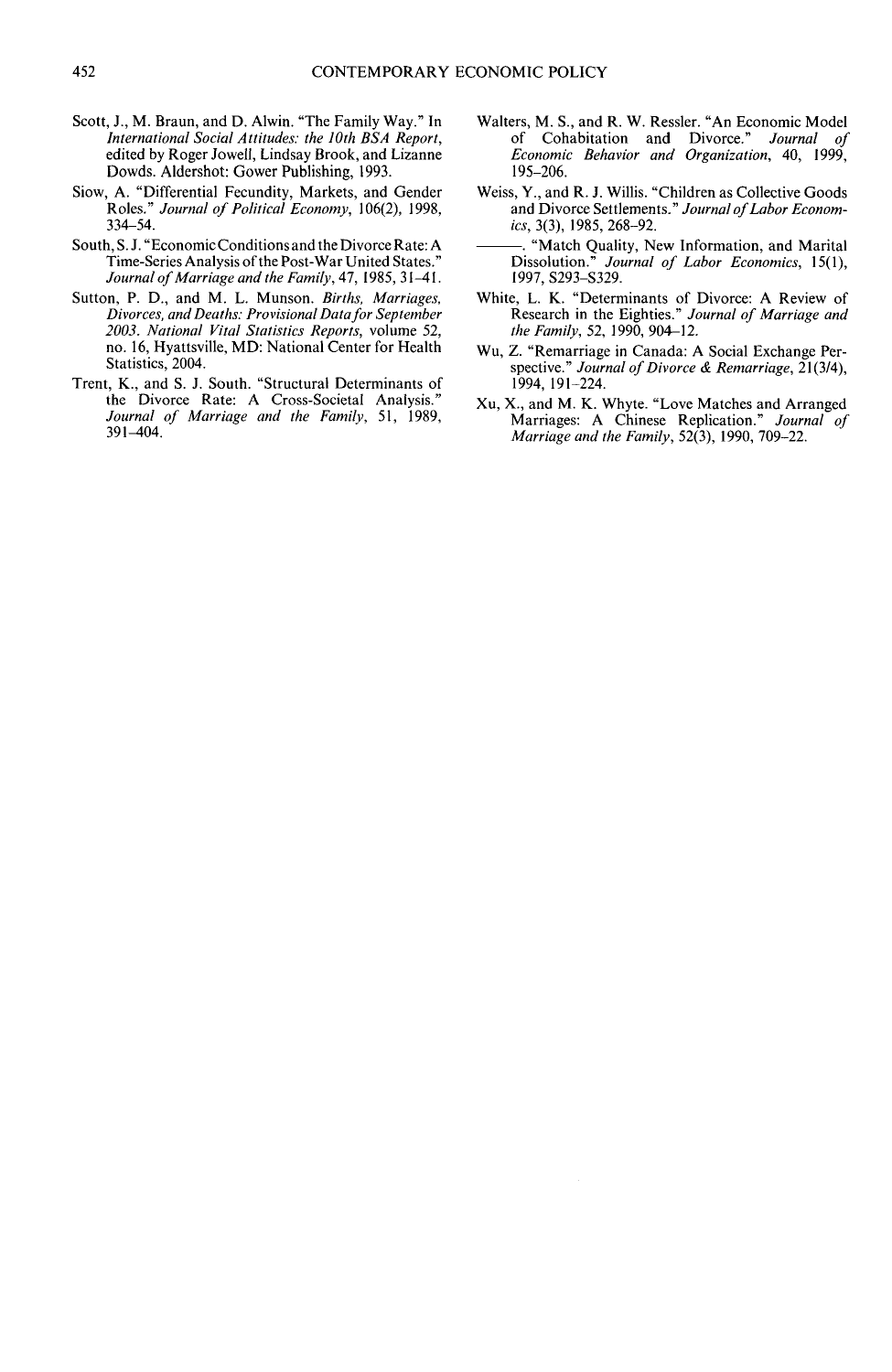Scott, J., M. Braun, and D. Alwin. "The Family Way." In *International Social Attitudes: the 10th BSA Report*, edited by Roger Jowell, Lindsay Brook, and Lizanne Dowds. Aldershot: Gower Publishing, 1993.

Siow, A. "Differential Fecundity, Markets, and Gender Roles." *Journal of Political Economy*, 106(2), 1998, 334–54.

South, S. J. "Economic Conditions and the Divorce Rate: A Time-Series Analysis of the Post-War United States." *Journal of Marriage and the Family*, 47, 1985, 31–41.

Sutton, P. D., and M. L. Munson. *Births, Marriages, Divorces, and Deaths: Provisional Data for September 2003. National Vital Statistics Reports*, volume 52, no. 16, Hyattsville, MD: National Center for Health Statistics, 2004.

Trent, K., and S. J. South. "Structural Determinants of the Divorce Rate: A Cross-Societal Analysis." *Journal of Marriage and the Family*, 51, 1989, 391–404.

Walters, M. S., and R. W. Ressler. "An Economic Model of Cohabitation and Divorce." *Journal of Economic Behavior and Organization*, 40, 1999, 195–206.

Weiss, Y., and R. J. Willis. "Children as Collective Goods and Divorce Settlements." *Journal of Labor Economics*, 3(3), 1985, 268–92.

———. "Match Quality, New Information, and Marital Dissolution." *Journal of Labor Economics*, 15(1), 1997, S293–S329.

White, L. K. "Determinants of Divorce: A Review of Research in the Eighties." *Journal of Marriage and the Family*, 52, 1990, 904–12.

Wu, Z. "Remarriage in Canada: A Social Exchange Perspective." *Journal of Divorce & Remarriage*, 21(3/4), 1994, 191–224.

Xu, X., and M. K. Whyte. "Love Matches and Arranged Marriages: A Chinese Replication." *Journal of Marriage and the Family*, 52(3), 1990, 709–22.